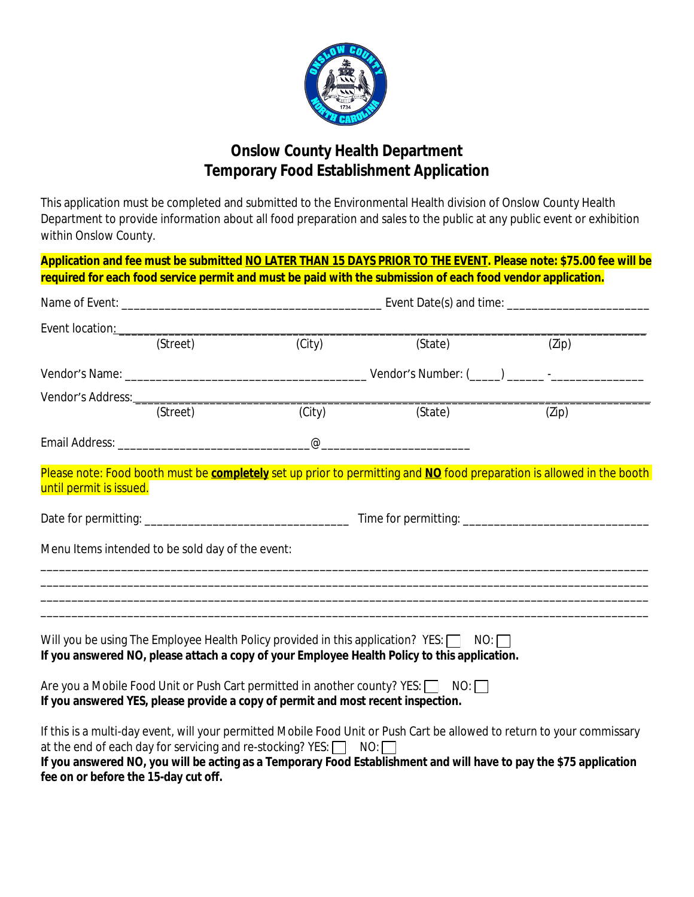# Onslow County Health Department
# Temporary Food Establishment Application

This application must be completed and submitted to the Environmental Health division of Onslow County Health Department to provide information about all food preparation and sales to the public at any public event or exhibition within Onslow County.

**Application and fee must be submitted NO LATER THAN 15 DAYS PRIOR TO THE EVENT. Please note: $75.00 fee will be required for each food service permit and must be paid with the submission of each food vendor application.**

Name of Event: ________________________________________ Event Date(s) and time: ______________________

Event location: ____________________________________________________________________________________
(Street) (City) (State) (Zip)

Vendor's Name: ______________________________________ Vendor's Number: (_____) ______ -______________

Vendor's Address: ___________________________________________________________________________________
(Street) (City) (State) (Zip)

Email Address: ______________________________@______________________

Please note: Food booth must be **completely** set up prior to permitting and **NO** food preparation is allowed in the booth until permit is issued.

Date for permitting: ________________________________ Time for permitting: _____________________________

Menu Items intended to be sold day of the event:

_____________________________________________________________________________________________

_____________________________________________________________________________________________

_____________________________________________________________________________________________

_____________________________________________________________________________________________

Will you be using The Employee Health Policy provided in this application? YES: ☐ NO: ☐
**If you answered NO, please attach a copy of your Employee Health Policy to this application.**

Are you a Mobile Food Unit or Push Cart permitted in another county? YES: ☐ NO: ☐
**If you answered YES, please provide a copy of permit and most recent inspection.**

If this is a multi-day event, will your permitted Mobile Food Unit or Push Cart be allowed to return to your commissary at the end of each day for servicing and re-stocking? YES: ☐ NO: ☐
**If you answered NO, you will be acting as a Temporary Food Establishment and will have to pay the $75 application fee on or before the 15-day cut off.**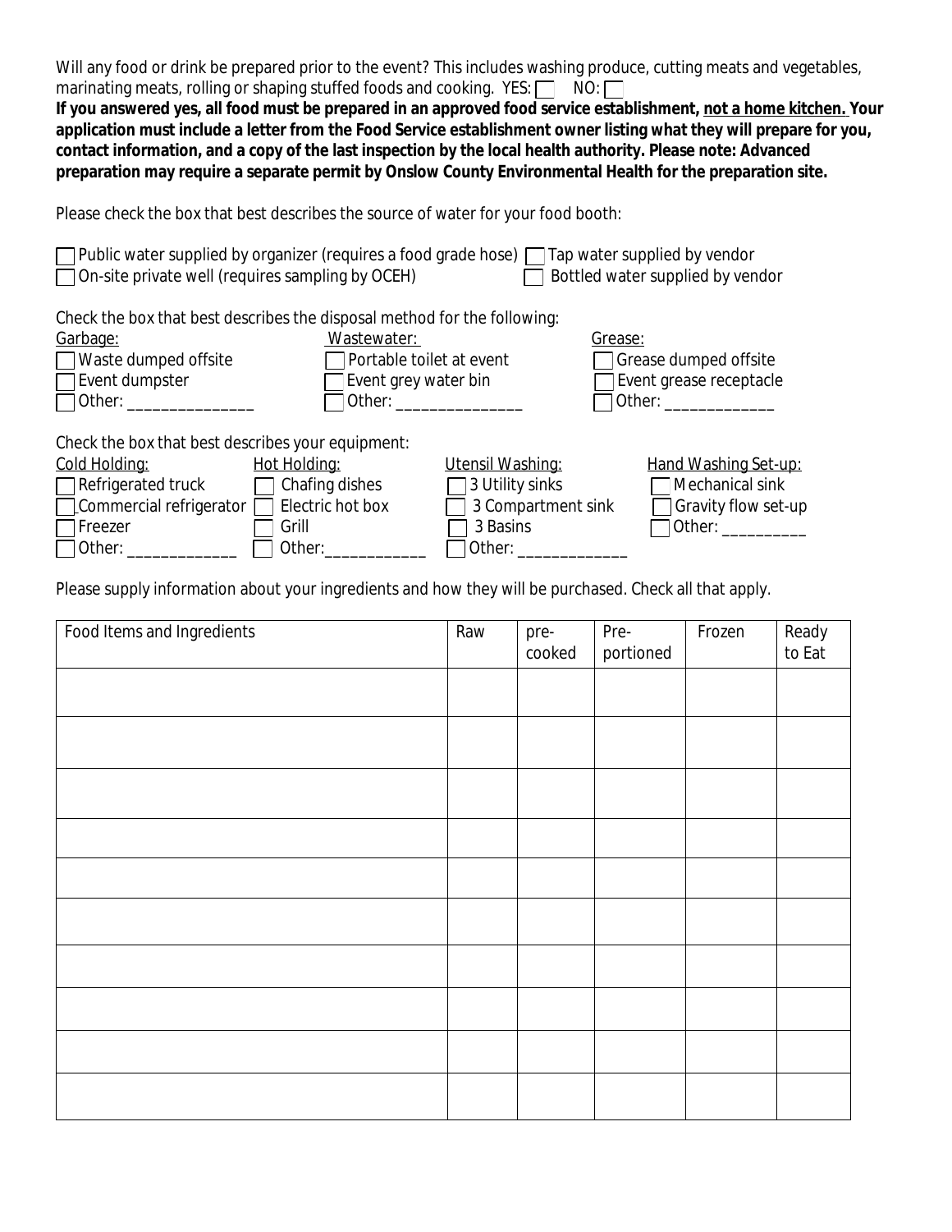Will any food or drink be prepared prior to the event? This includes washing produce, cutting meats and vegetables, marinating meats, rolling or shaping stuffed foods and cooking. YES: ☐ NO: ☐

**If you answered yes, all food must be prepared in an approved food service establishment, <u>not a home kitchen.</u> Your application must include a letter from the Food Service establishment owner listing what they will prepare for you, contact information, and a copy of the last inspection by the local health authority. Please note: Advanced preparation may require a separate permit by Onslow County Environmental Health for the preparation site.**

Please check the box that best describes the source of water for your food booth:

☐ Public water supplied by organizer (requires a food grade hose) ☐ Tap water supplied by vendor
☐ On-site private well (requires sampling by OCEH) ☐ Bottled water supplied by vendor

Check the box that best describes the disposal method for the following:

| Garbage: | Wastewater: | Grease: |
|---|---|---|
| ☐ Waste dumped offsite | ☐ Portable toilet at event | ☐ Grease dumped offsite |
| ☐ Event dumpster | ☐ Event grey water bin | ☐ Event grease receptacle |
| ☐ Other: _______________ | ☐ Other: _______________ | ☐ Other: _____________ |

Check the box that best describes your equipment:

| Cold Holding: | Hot Holding: | Utensil Washing: | Hand Washing Set-up: |
|---|---|---|---|
| ☐ Refrigerated truck | ☐ Chafing dishes | ☐ 3 Utility sinks | ☐ Mechanical sink |
| ☐ Commercial refrigerator | ☐ Electric hot box | ☐ 3 Compartment sink | ☐ Gravity flow set-up |
| ☐ Freezer | ☐ Grill | ☐ 3 Basins | ☐ Other: __________ |
| ☐ Other: _____________ | ☐ Other: ____________ | ☐ Other: _____________ | |

Please supply information about your ingredients and how they will be purchased. Check all that apply.

| Food Items and Ingredients | Raw | pre-cooked | Pre-portioned | Frozen | Ready to Eat |
|---|---|---|---|---|---|
| | | | | | |
| | | | | | |
| | | | | | |
| | | | | | |
| | | | | | |
| | | | | | |
| | | | | | |
| | | | | | |
| | | | | | |
| | | | | | |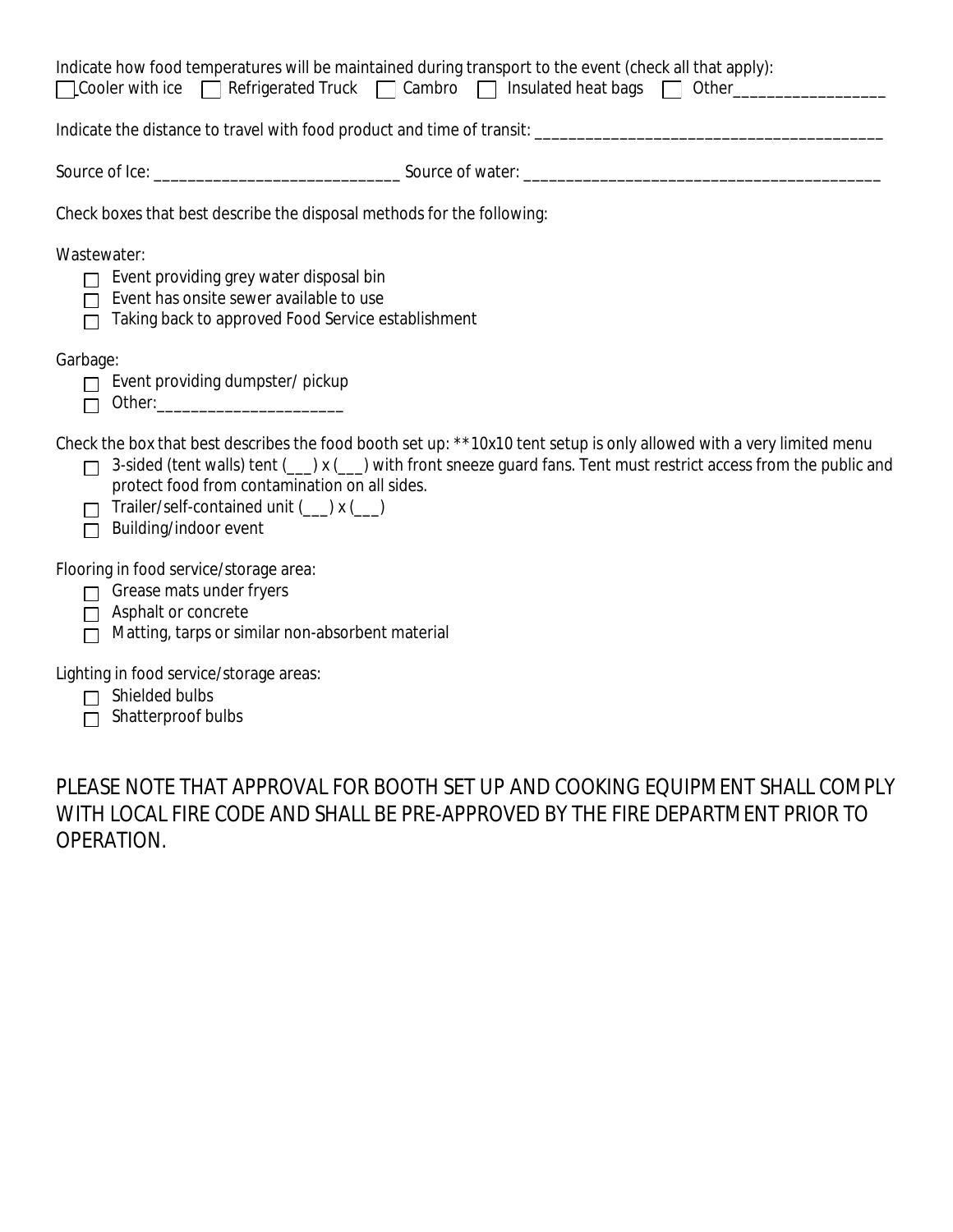Indicate how food temperatures will be maintained during transport to the event (check all that apply):

☐ Cooler with ice ☐ Refrigerated Truck ☐ Cambro ☐ Insulated heat bags ☐ Other_________________

Indicate the distance to travel with food product and time of transit: _______________________________________

Source of Ice: ____________________________ Source of water: _________________________________________

Check boxes that best describe the disposal methods for the following:

Wastewater:

- ☐ Event providing grey water disposal bin
- ☐ Event has onsite sewer available to use
- ☐ Taking back to approved Food Service establishment

Garbage:

- ☐ Event providing dumpster/ pickup
- ☐ Other:_____________________

Check the box that best describes the food booth set up: **10x10 tent setup is only allowed with a very limited menu

- ☐ 3-sided (tent walls) tent (___) x (___) with front sneeze guard fans. Tent must restrict access from the public and protect food from contamination on all sides.
- ☐ Trailer/self-contained unit (___) x (___)
- ☐ Building/indoor event

Flooring in food service/storage area:

- ☐ Grease mats under fryers
- ☐ Asphalt or concrete
- ☐ Matting, tarps or similar non-absorbent material

Lighting in food service/storage areas:

- ☐ Shielded bulbs
- ☐ Shatterproof bulbs

PLEASE NOTE THAT APPROVAL FOR BOOTH SET UP AND COOKING EQUIPMENT SHALL COMPLY WITH LOCAL FIRE CODE AND SHALL BE PRE-APPROVED BY THE FIRE DEPARTMENT PRIOR TO OPERATION.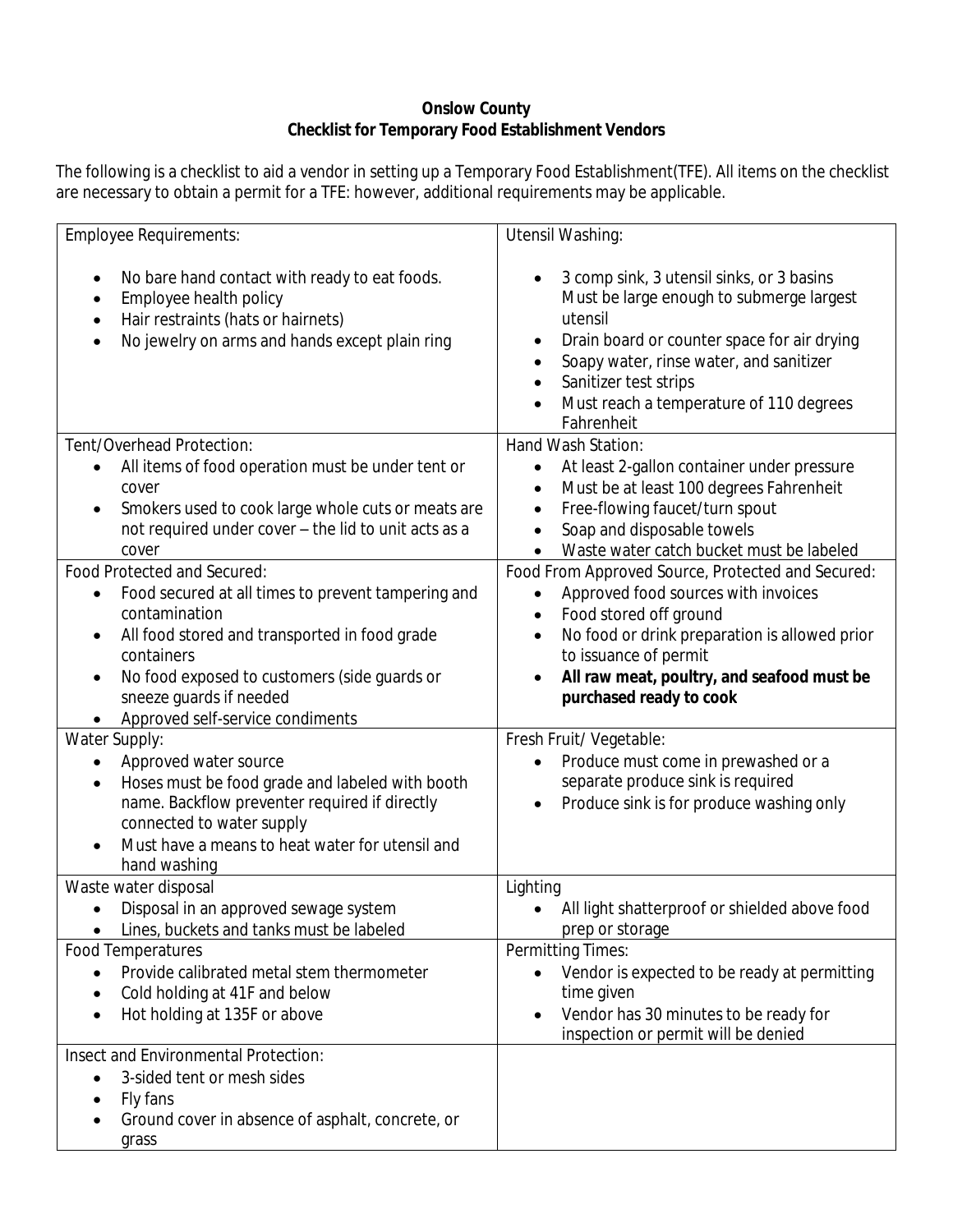**Onslow County**
**Checklist for Temporary Food Establishment Vendors**

The following is a checklist to aid a vendor in setting up a Temporary Food Establishment(TFE). All items on the checklist are necessary to obtain a permit for a TFE: however, additional requirements may be applicable.

| | |
|---|---|
| Employee Requirements:<br><br>• No bare hand contact with ready to eat foods.<br>• Employee health policy<br>• Hair restraints (hats or hairnets)<br>• No jewelry on arms and hands except plain ring | Utensil Washing:<br><br>• 3 comp sink, 3 utensil sinks, or 3 basins Must be large enough to submerge largest utensil<br>• Drain board or counter space for air drying<br>• Soapy water, rinse water, and sanitizer<br>• Sanitizer test strips<br>• Must reach a temperature of 110 degrees Fahrenheit |
| Tent/Overhead Protection:<br>• All items of food operation must be under tent or cover<br>• Smokers used to cook large whole cuts or meats are not required under cover – the lid to unit acts as a cover | Hand Wash Station:<br>• At least 2-gallon container under pressure<br>• Must be at least 100 degrees Fahrenheit<br>• Free-flowing faucet/turn spout<br>• Soap and disposable towels<br>• Waste water catch bucket must be labeled |
| Food Protected and Secured:<br>• Food secured at all times to prevent tampering and contamination<br>• All food stored and transported in food grade containers<br>• No food exposed to customers (side guards or sneeze guards if needed<br>• Approved self-service condiments | Food From Approved Source, Protected and Secured:<br>• Approved food sources with invoices<br>• Food stored off ground<br>• No food or drink preparation is allowed prior to issuance of permit<br>• **All raw meat, poultry, and seafood must be purchased ready to cook** |
| Water Supply:<br>• Approved water source<br>• Hoses must be food grade and labeled with booth name. Backflow preventer required if directly connected to water supply<br>• Must have a means to heat water for utensil and hand washing | Fresh Fruit/ Vegetable:<br>• Produce must come in prewashed or a separate produce sink is required<br>• Produce sink is for produce washing only |
| Waste water disposal<br>• Disposal in an approved sewage system<br>• Lines, buckets and tanks must be labeled | Lighting<br>• All light shatterproof or shielded above food prep or storage |
| Food Temperatures<br>• Provide calibrated metal stem thermometer<br>• Cold holding at 41F and below<br>• Hot holding at 135F or above | Permitting Times:<br>• Vendor is expected to be ready at permitting time given<br>• Vendor has 30 minutes to be ready for inspection or permit will be denied |
| Insect and Environmental Protection:<br>• 3-sided tent or mesh sides<br>• Fly fans<br>• Ground cover in absence of asphalt, concrete, or grass | |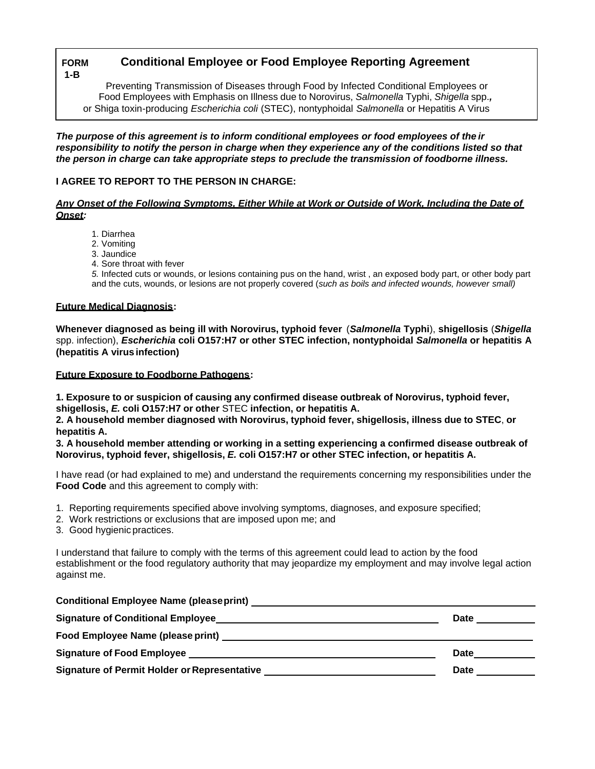**FORM 1-B**

## Conditional Employee or Food Employee Reporting Agreement

Preventing Transmission of Diseases through Food by Infected Conditional Employees or Food Employees with Emphasis on Illness due to Norovirus, *Salmonella* Typhi, *Shigella* spp., or Shiga toxin-producing *Escherichia coli* (STEC), nontyphoidal *Salmonella* or Hepatitis A Virus

***The purpose of this agreement is to inform conditional employees or food employees of their responsibility to notify the person in charge when they experience any of the conditions listed so that the person in charge can take appropriate steps to preclude the transmission of foodborne illness.***

**I AGREE TO REPORT TO THE PERSON IN CHARGE:**

***Any Onset of the Following Symptoms, Either While at Work or Outside of Work, Including the Date of Onset:***

1. Diarrhea
2. Vomiting
3. Jaundice
4. Sore throat with fever
5. Infected cuts or wounds, or lesions containing pus on the hand, wrist , an exposed body part, or other body part and the cuts, wounds, or lesions are not properly covered (*such as boils and infected wounds, however small)*

**Future Medical Diagnosis:**

**Whenever diagnosed as being ill with Norovirus, typhoid fever (*Salmonella* Typhi), shigellosis (*Shigella*** spp. infection), ***Escherichia* coli O157:H7 or other STEC infection, nontyphoidal *Salmonella* or hepatitis A (hepatitis A virus infection)**

**Future Exposure to Foodborne Pathogens:**

**1. Exposure to or suspicion of causing any confirmed disease outbreak of Norovirus, typhoid fever, shigellosis, *E.* coli O157:H7 or other** STEC **infection, or hepatitis A.**
**2. A household member diagnosed with Norovirus, typhoid fever, shigellosis, illness due to STEC**, **or hepatitis A.**
**3. A household member attending or working in a setting experiencing a confirmed disease outbreak of Norovirus, typhoid fever, shigellosis, *E.* coli O157:H7 or other STEC infection, or hepatitis A.**

I have read (or had explained to me) and understand the requirements concerning my responsibilities under the **Food Code** and this agreement to comply with:

1. Reporting requirements specified above involving symptoms, diagnoses, and exposure specified;
2. Work restrictions or exclusions that are imposed upon me; and
3. Good hygienic practices.

I understand that failure to comply with the terms of this agreement could lead to action by the food establishment or the food regulatory authority that may jeopardize my employment and may involve legal action against me.

**Conditional Employee Name (please print)** ______________________________

**Signature of Conditional Employee** ______________________________ **Date** __________

**Food Employee Name (please print)** ______________________________

**Signature of Food Employee** ______________________________ **Date** __________

**Signature of Permit Holder or Representative** ______________________________ **Date** __________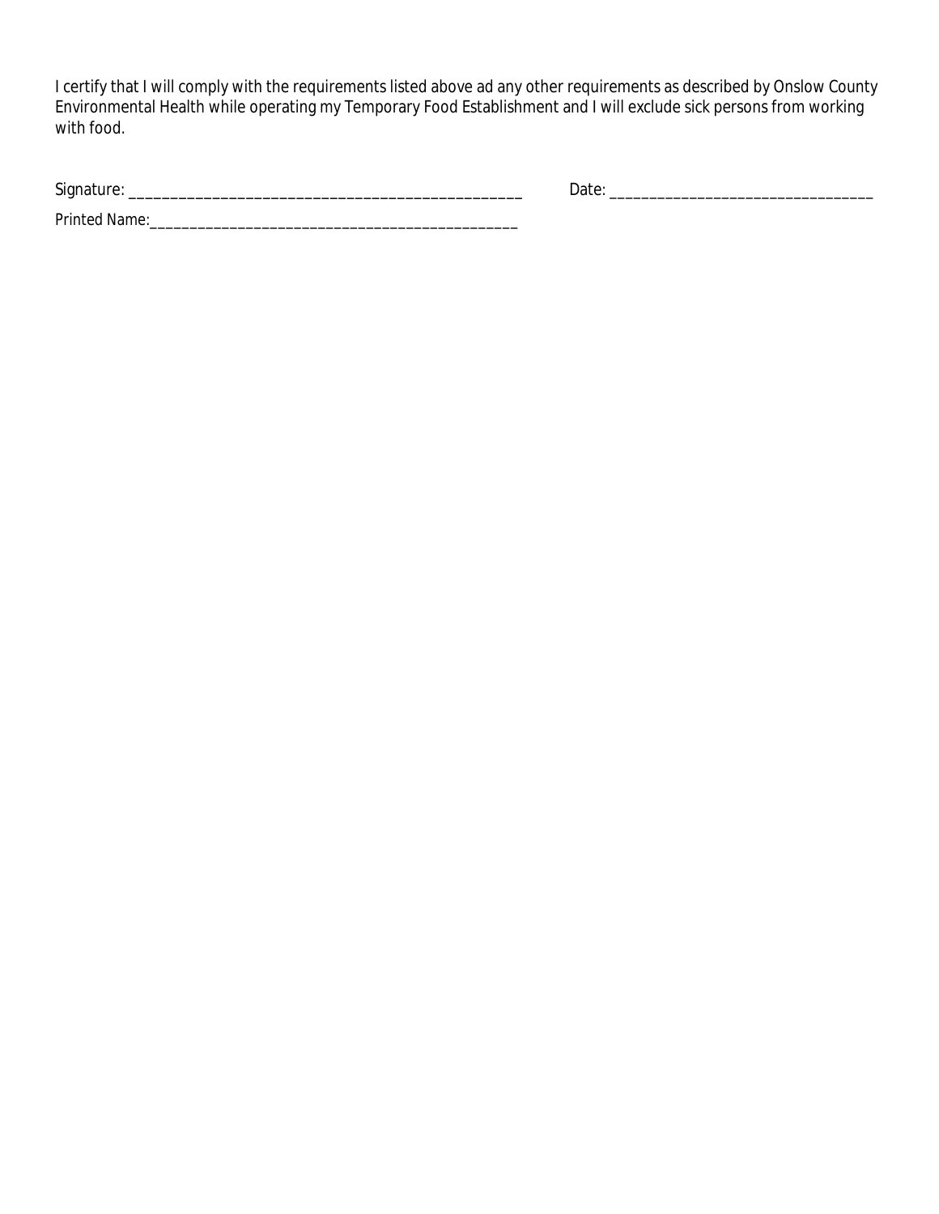I certify that I will comply with the requirements listed above ad any other requirements as described by Onslow County Environmental Health while operating my Temporary Food Establishment and I will exclude sick persons from working with food.

Signature: ________________________________________________ Date: _________________________________

Printed Name:_______________________________________________